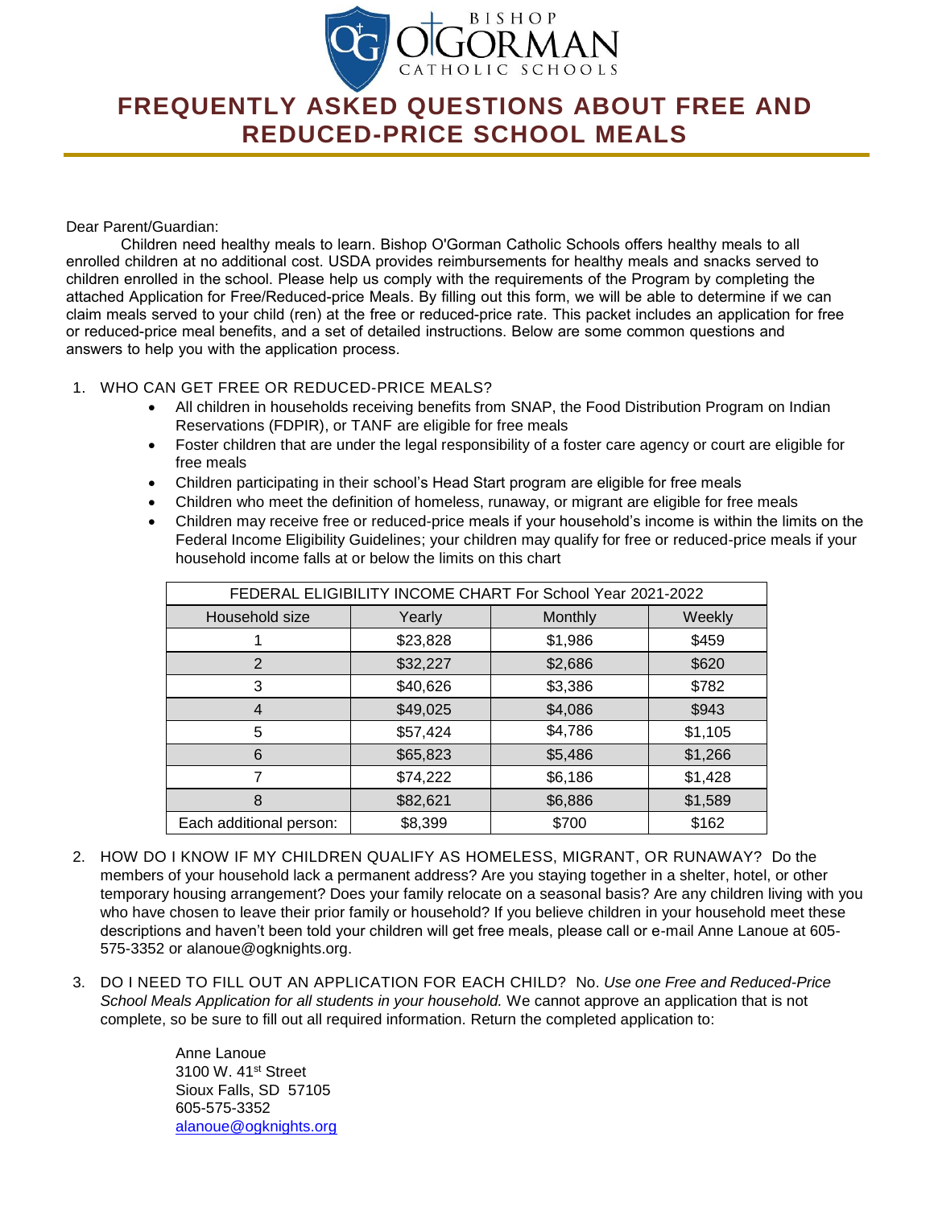# FREQUENTLY ASKED QUESTIONS ABOUT FREE AND REDUCED-PRICE SCHOOL MEALS

Dear Parent/Guardian:

Children need healthy meals to learn. Bishop O'Gorman Catholic Schools offers healthy meals to all enrolled children at no additional cost. USDA provides reimbursements for healthy meals and snacks served to children enrolled in the school. Please help us comply with the requirements of the Program by completing the attached Application for Free/Reduced-price Meals. By filling out this form, we will be able to determine if we can claim meals served to your child (ren) at the free or reduced-price rate. This packet includes an application for free or reduced-price meal benefits, and a set of detailed instructions. Below are some common questions and answers to help you with the application process.

1. WHO CAN GET FREE OR REDUCED-PRICE MEALS?
   - All children in households receiving benefits from SNAP, the Food Distribution Program on Indian Reservations (FDPIR), or TANF are eligible for free meals
   - Foster children that are under the legal responsibility of a foster care agency or court are eligible for free meals
   - Children participating in their school's Head Start program are eligible for free meals
   - Children who meet the definition of homeless, runaway, or migrant are eligible for free meals
   - Children may receive free or reduced-price meals if your household's income is within the limits on the Federal Income Eligibility Guidelines; your children may qualify for free or reduced-price meals if your household income falls at or below the limits on this chart

| FEDERAL ELIGIBILITY INCOME CHART For School Year 2021-2022 | | | |
|---|---|---|---|
| Household size | Yearly | Monthly | Weekly |
| 1 | $23,828 | $1,986 | $459 |
| 2 | $32,227 | $2,686 | $620 |
| 3 | $40,626 | $3,386 | $782 |
| 4 | $49,025 | $4,086 | $943 |
| 5 | $57,424 | $4,786 | $1,105 |
| 6 | $65,823 | $5,486 | $1,266 |
| 7 | $74,222 | $6,186 | $1,428 |
| 8 | $82,621 | $6,886 | $1,589 |
| Each additional person: | $8,399 | $700 | $162 |

2. HOW DO I KNOW IF MY CHILDREN QUALIFY AS HOMELESS, MIGRANT, OR RUNAWAY? Do the members of your household lack a permanent address? Are you staying together in a shelter, hotel, or other temporary housing arrangement? Does your family relocate on a seasonal basis? Are any children living with you who have chosen to leave their prior family or household? If you believe children in your household meet these descriptions and haven't been told your children will get free meals, please call or e-mail Anne Lanoue at 605-575-3352 or alanoue@ogknights.org.

3. DO I NEED TO FILL OUT AN APPLICATION FOR EACH CHILD? No. *Use one Free and Reduced-Price School Meals Application for all students in your household.* We cannot approve an application that is not complete, so be sure to fill out all required information. Return the completed application to:

   Anne Lanoue
   3100 W. 41st Street
   Sioux Falls, SD 57105
   605-575-3352
   alanoue@ogknights.org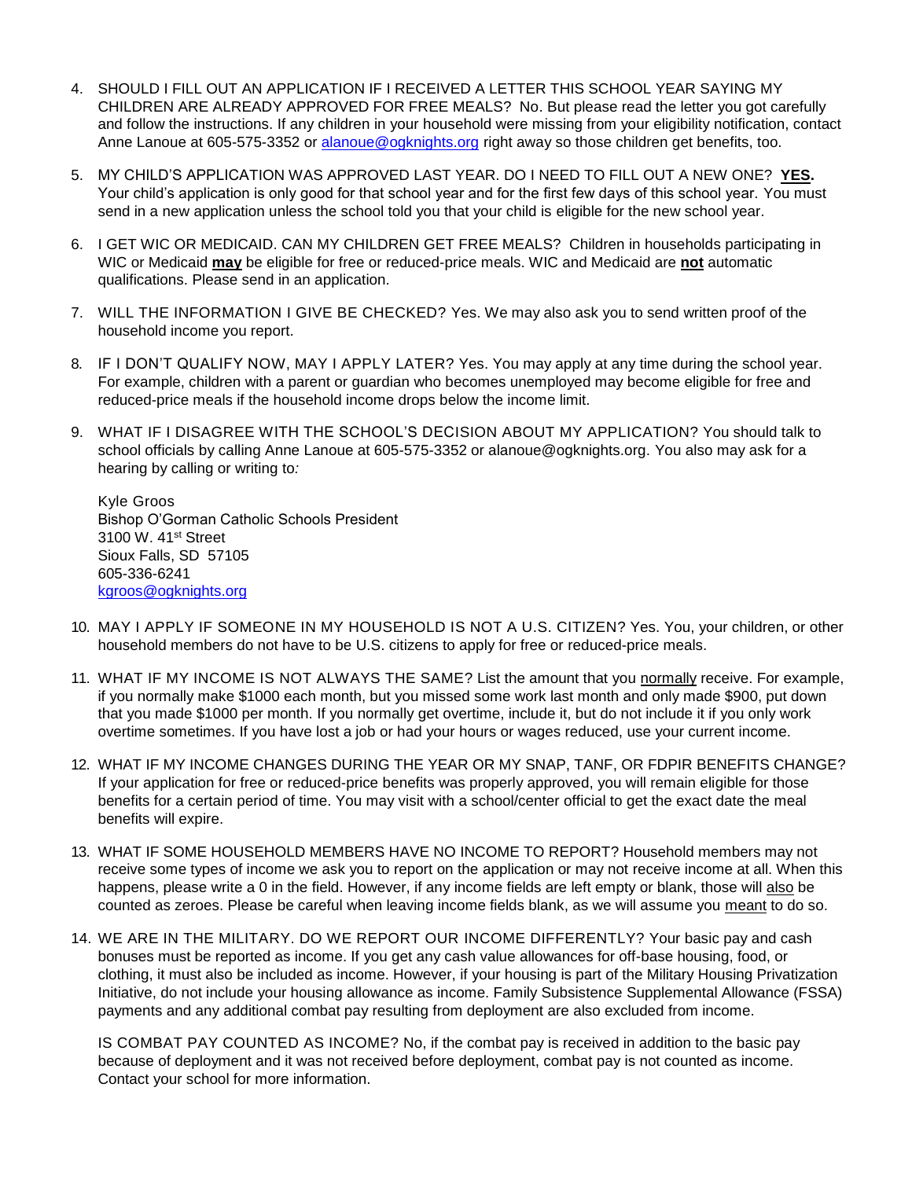4. SHOULD I FILL OUT AN APPLICATION IF I RECEIVED A LETTER THIS SCHOOL YEAR SAYING MY CHILDREN ARE ALREADY APPROVED FOR FREE MEALS? No. But please read the letter you got carefully and follow the instructions. If any children in your household were missing from your eligibility notification, contact Anne Lanoue at 605-575-3352 or alanoue@ogknights.org right away so those children get benefits, too.

5. MY CHILD'S APPLICATION WAS APPROVED LAST YEAR. DO I NEED TO FILL OUT A NEW ONE? **YES.** Your child's application is only good for that school year and for the first few days of this school year. You must send in a new application unless the school told you that your child is eligible for the new school year.

6. I GET WIC OR MEDICAID. CAN MY CHILDREN GET FREE MEALS? Children in households participating in WIC or Medicaid **may** be eligible for free or reduced-price meals. WIC and Medicaid are **not** automatic qualifications. Please send in an application.

7. WILL THE INFORMATION I GIVE BE CHECKED? Yes. We may also ask you to send written proof of the household income you report.

8. IF I DON'T QUALIFY NOW, MAY I APPLY LATER? Yes. You may apply at any time during the school year. For example, children with a parent or guardian who becomes unemployed may become eligible for free and reduced-price meals if the household income drops below the income limit.

9. WHAT IF I DISAGREE WITH THE SCHOOL'S DECISION ABOUT MY APPLICATION? You should talk to school officials by calling Anne Lanoue at 605-575-3352 or alanoue@ogknights.org. You also may ask for a hearing by calling or writing to:

   Kyle Groos
   Bishop O'Gorman Catholic Schools President
   3100 W. 41st Street
   Sioux Falls, SD 57105
   605-336-6241
   kgroos@ogknights.org

10. MAY I APPLY IF SOMEONE IN MY HOUSEHOLD IS NOT A U.S. CITIZEN? Yes. You, your children, or other household members do not have to be U.S. citizens to apply for free or reduced-price meals.

11. WHAT IF MY INCOME IS NOT ALWAYS THE SAME? List the amount that you normally receive. For example, if you normally make $1000 each month, but you missed some work last month and only made $900, put down that you made $1000 per month. If you normally get overtime, include it, but do not include it if you only work overtime sometimes. If you have lost a job or had your hours or wages reduced, use your current income.

12. WHAT IF MY INCOME CHANGES DURING THE YEAR OR MY SNAP, TANF, OR FDPIR BENEFITS CHANGE? If your application for free or reduced-price benefits was properly approved, you will remain eligible for those benefits for a certain period of time. You may visit with a school/center official to get the exact date the meal benefits will expire.

13. WHAT IF SOME HOUSEHOLD MEMBERS HAVE NO INCOME TO REPORT? Household members may not receive some types of income we ask you to report on the application or may not receive income at all. When this happens, please write a 0 in the field. However, if any income fields are left empty or blank, those will also be counted as zeroes. Please be careful when leaving income fields blank, as we will assume you meant to do so.

14. WE ARE IN THE MILITARY. DO WE REPORT OUR INCOME DIFFERENTLY? Your basic pay and cash bonuses must be reported as income. If you get any cash value allowances for off-base housing, food, or clothing, it must also be included as income. However, if your housing is part of the Military Housing Privatization Initiative, do not include your housing allowance as income. Family Subsistence Supplemental Allowance (FSSA) payments and any additional combat pay resulting from deployment are also excluded from income.

    IS COMBAT PAY COUNTED AS INCOME? No, if the combat pay is received in addition to the basic pay because of deployment and it was not received before deployment, combat pay is not counted as income. Contact your school for more information.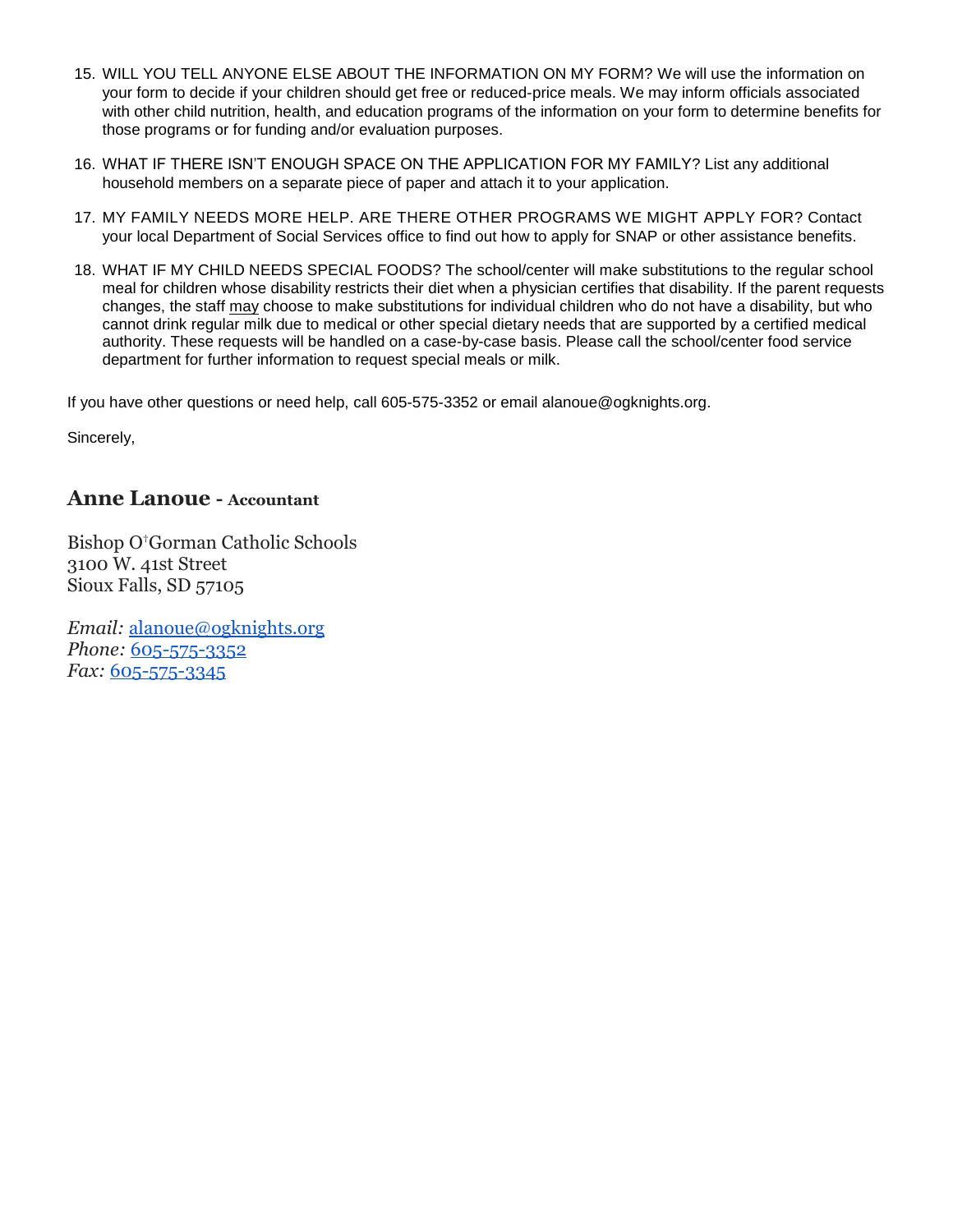15. WILL YOU TELL ANYONE ELSE ABOUT THE INFORMATION ON MY FORM? We will use the information on your form to decide if your children should get free or reduced-price meals. We may inform officials associated with other child nutrition, health, and education programs of the information on your form to determine benefits for those programs or for funding and/or evaluation purposes.

16. WHAT IF THERE ISN'T ENOUGH SPACE ON THE APPLICATION FOR MY FAMILY? List any additional household members on a separate piece of paper and attach it to your application.

17. MY FAMILY NEEDS MORE HELP. ARE THERE OTHER PROGRAMS WE MIGHT APPLY FOR? Contact your local Department of Social Services office to find out how to apply for SNAP or other assistance benefits.

18. WHAT IF MY CHILD NEEDS SPECIAL FOODS? The school/center will make substitutions to the regular school meal for children whose disability restricts their diet when a physician certifies that disability. If the parent requests changes, the staff may choose to make substitutions for individual children who do not have a disability, but who cannot drink regular milk due to medical or other special dietary needs that are supported by a certified medical authority. These requests will be handled on a case-by-case basis. Please call the school/center food service department for further information to request special meals or milk.

If you have other questions or need help, call 605-575-3352 or email alanoue@ogknights.org.

Sincerely,

**Anne Lanoue - Accountant**

Bishop O†Gorman Catholic Schools
3100 W. 41st Street
Sioux Falls, SD 57105

*Email:* alanoue@ogknights.org
*Phone:* 605-575-3352
*Fax:* 605-575-3345